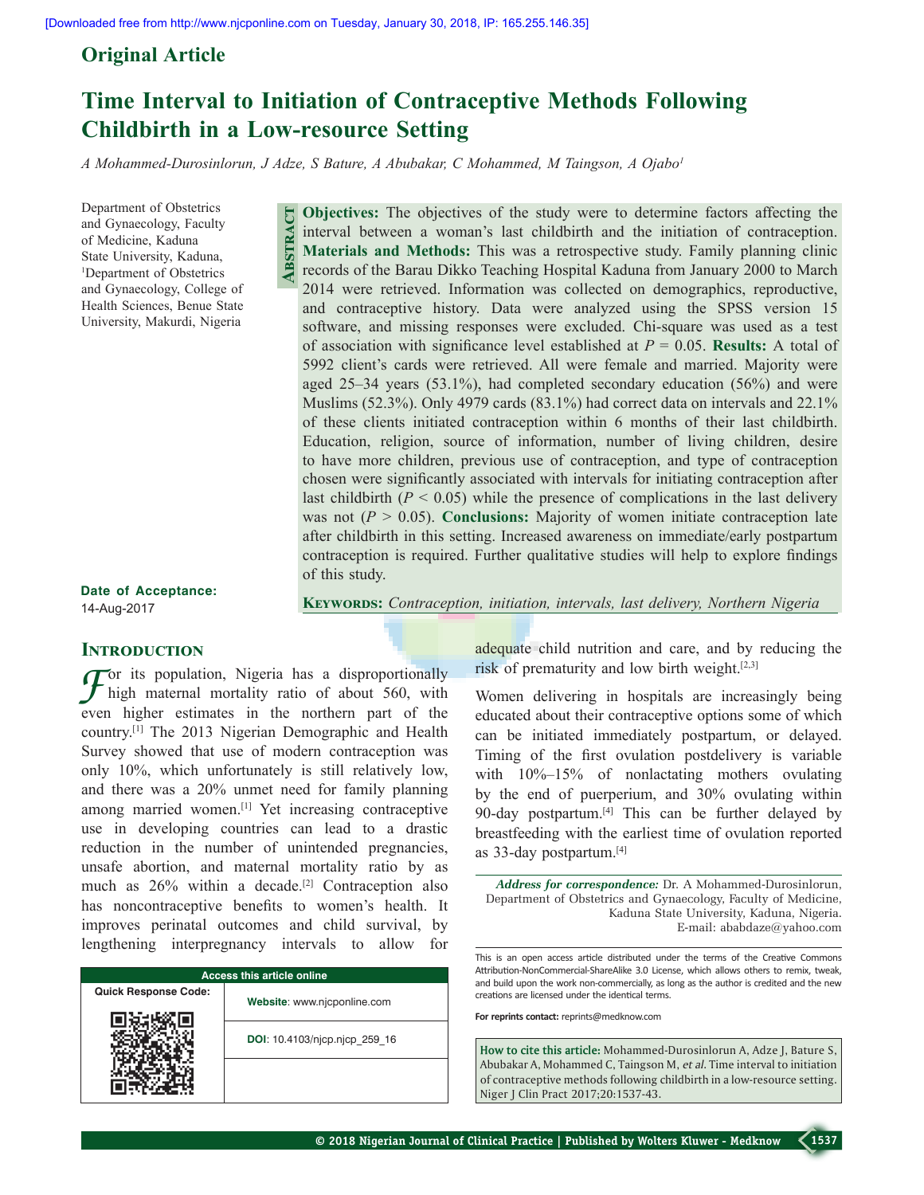Original Article

# Time Interval to Initiation of Contraceptive Methods Following Childbirth in a Low-resource Setting

*A Mohammed-Durosinlorun, J Adze, S Bature, A Abubakar, C Mohammed, M Taingson, A Ojabo[1]*

Department of Obstetrics and Gynaecology, Faculty of Medicine, Kaduna State University, Kaduna, [1]Department of Obstetrics and Gynaecology, College of Health Sciences, Benue State University, Makurdi, Nigeria

**Date of Acceptance:** 14-Aug-2017

## Abstract

**Objectives:** The objectives of the study were to determine factors affecting the interval between a woman's last childbirth and the initiation of contraception. **Materials and Methods:** This was a retrospective study. Family planning clinic records of the Barau Dikko Teaching Hospital Kaduna from January 2000 to March 2014 were retrieved. Information was collected on demographics, reproductive, and contraceptive history. Data were analyzed using the SPSS version 15 software, and missing responses were excluded. Chi-square was used as a test of association with significance level established at $P = 0.05$. **Results:** A total of 5992 client's cards were retrieved. All were female and married. Majority were aged 25–34 years (53.1%), had completed secondary education (56%) and were Muslims (52.3%). Only 4979 cards (83.1%) had correct data on intervals and 22.1% of these clients initiated contraception within 6 months of their last childbirth. Education, religion, source of information, number of living children, desire to have more children, previous use of contraception, and type of contraception chosen were significantly associated with intervals for initiating contraception after last childbirth ($P < 0.05$) while the presence of complications in the last delivery was not ($P > 0.05$). **Conclusions:** Majority of women initiate contraception late after childbirth in this setting. Increased awareness on immediate/early postpartum contraception is required. Further qualitative studies will help to explore findings of this study.

**Keywords:** *Contraception, initiation, intervals, last delivery, Northern Nigeria*

## Introduction

For its population, Nigeria has a disproportionally high maternal mortality ratio of about 560, with even higher estimates in the northern part of the country.[1] The 2013 Nigerian Demographic and Health Survey showed that use of modern contraception was only 10%, which unfortunately is still relatively low, and there was a 20% unmet need for family planning among married women.[1] Yet increasing contraceptive use in developing countries can lead to a drastic reduction in the number of unintended pregnancies, unsafe abortion, and maternal mortality ratio by as much as 26% within a decade.[2] Contraception also has noncontraceptive benefits to women's health. It improves perinatal outcomes and child survival, by lengthening interpregnancy intervals to allow for adequate child nutrition and care, and by reducing the risk of prematurity and low birth weight.[2,3]

Women delivering in hospitals are increasingly being educated about their contraceptive options some of which can be initiated immediately postpartum, or delayed. Timing of the first ovulation postdelivery is variable with 10%–15% of nonlactating mothers ovulating by the end of puerperium, and 30% ovulating within 90-day postpartum.[4] This can be further delayed by breastfeeding with the earliest time of ovulation reported as 33-day postpartum.[4]

*Address for correspondence:* Dr. A Mohammed-Durosinlorun, Department of Obstetrics and Gynaecology, Faculty of Medicine, Kaduna State University, Kaduna, Nigeria. E-mail: ababdaze@yahoo.com

| Access this article online | |
|---|---|
| Quick Response Code: | Website: www.njcponline.com |
| | DOI: 10.4103/njcp.njcp_259_16 |

This is an open access article distributed under the terms of the Creative Commons Attribution-NonCommercial-ShareAlike 3.0 License, which allows others to remix, tweak, and build upon the work non-commercially, as long as the author is credited and the new creations are licensed under the identical terms.

**For reprints contact:** reprints@medknow.com

**How to cite this article:** Mohammed-Durosinlorun A, Adze J, Bature S, Abubakar A, Mohammed C, Taingson M, *et al*. Time interval to initiation of contraceptive methods following childbirth in a low-resource setting. Niger J Clin Pract 2017;20:1537-43.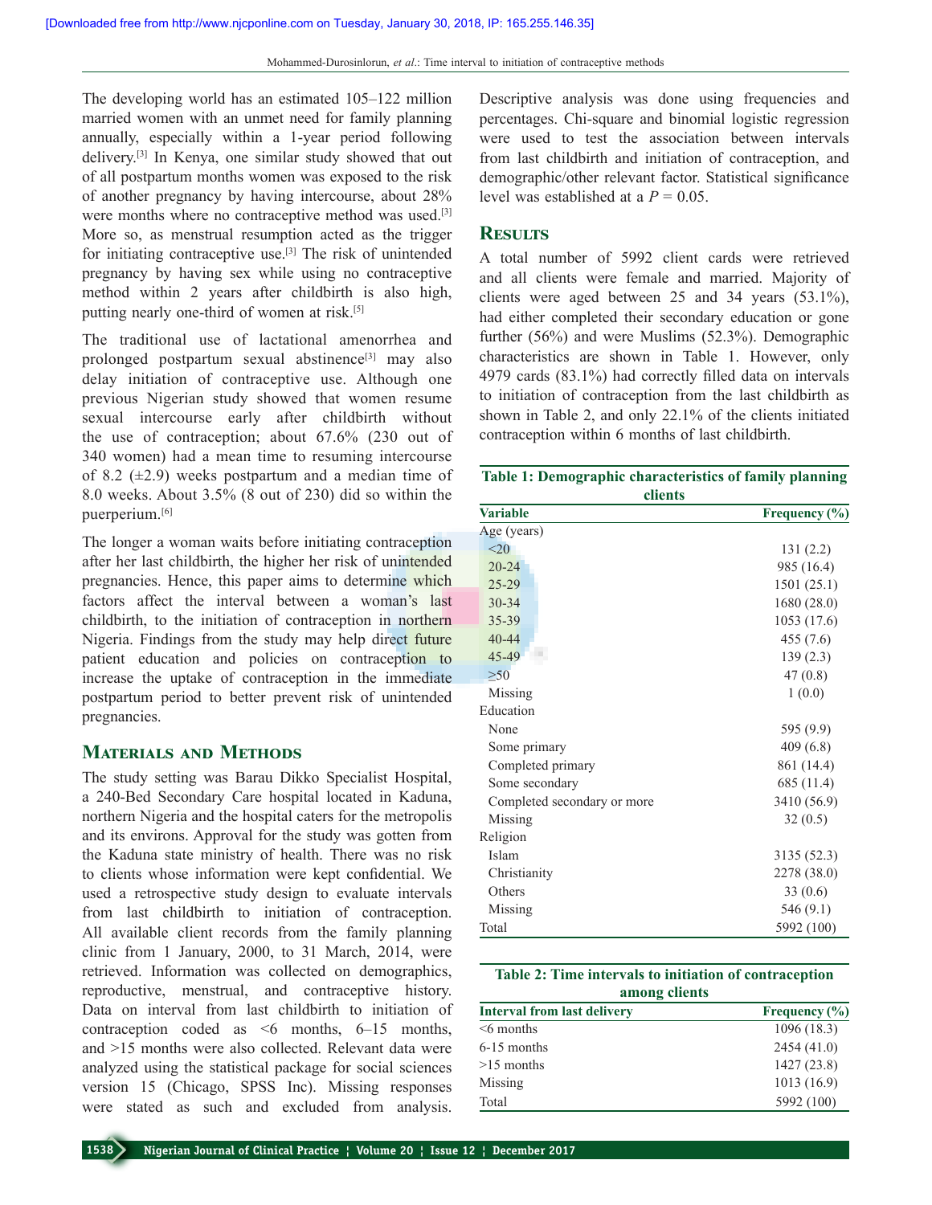The developing world has an estimated 105–122 million married women with an unmet need for family planning annually, especially within a 1-year period following delivery.[3] In Kenya, one similar study showed that out of all postpartum months women was exposed to the risk of another pregnancy by having intercourse, about 28% were months where no contraceptive method was used.[3] More so, as menstrual resumption acted as the trigger for initiating contraceptive use.[3] The risk of unintended pregnancy by having sex while using no contraceptive method within 2 years after childbirth is also high, putting nearly one-third of women at risk.[5]

The traditional use of lactational amenorrhea and prolonged postpartum sexual abstinence[3] may also delay initiation of contraceptive use. Although one previous Nigerian study showed that women resume sexual intercourse early after childbirth without the use of contraception; about 67.6% (230 out of 340 women) had a mean time to resuming intercourse of 8.2 (±2.9) weeks postpartum and a median time of 8.0 weeks. About 3.5% (8 out of 230) did so within the puerperium.[6]

The longer a woman waits before initiating contraception after her last childbirth, the higher her risk of unintended pregnancies. Hence, this paper aims to determine which factors affect the interval between a woman's last childbirth, to the initiation of contraception in northern Nigeria. Findings from the study may help direct future patient education and policies on contraception to increase the uptake of contraception in the immediate postpartum period to better prevent risk of unintended pregnancies.

## Materials and Methods

The study setting was Barau Dikko Specialist Hospital, a 240-Bed Secondary Care hospital located in Kaduna, northern Nigeria and the hospital caters for the metropolis and its environs. Approval for the study was gotten from the Kaduna state ministry of health. There was no risk to clients whose information were kept confidential. We used a retrospective study design to evaluate intervals from last childbirth to initiation of contraception. All available client records from the family planning clinic from 1 January, 2000, to 31 March, 2014, were retrieved. Information was collected on demographics, reproductive, menstrual, and contraceptive history. Data on interval from last childbirth to initiation of contraception coded as <6 months, 6–15 months, and >15 months were also collected. Relevant data were analyzed using the statistical package for social sciences version 15 (Chicago, SPSS Inc). Missing responses were stated as such and excluded from analysis. Descriptive analysis was done using frequencies and percentages. Chi-square and binomial logistic regression were used to test the association between intervals from last childbirth and initiation of contraception, and demographic/other relevant factor. Statistical significance level was established at a $P = 0.05$.

## Results

A total number of 5992 client cards were retrieved and all clients were female and married. Majority of clients were aged between 25 and 34 years (53.1%), had either completed their secondary education or gone further (56%) and were Muslims (52.3%). Demographic characteristics are shown in Table 1. However, only 4979 cards (83.1%) had correctly filled data on intervals to initiation of contraception from the last childbirth as shown in Table 2, and only 22.1% of the clients initiated contraception within 6 months of last childbirth.

**Table 1: Demographic characteristics of family planning clients**

| Variable | Frequency (%) |
|---|---|
| Age (years) | |
| <20 | 131 (2.2) |
| 20-24 | 985 (16.4) |
| 25-29 | 1501 (25.1) |
| 30-34 | 1680 (28.0) |
| 35-39 | 1053 (17.6) |
| 40-44 | 455 (7.6) |
| 45-49 | 139 (2.3) |
| ≥50 | 47 (0.8) |
| Missing | 1 (0.0) |
| Education | |
| None | 595 (9.9) |
| Some primary | 409 (6.8) |
| Completed primary | 861 (14.4) |
| Some secondary | 685 (11.4) |
| Completed secondary or more | 3410 (56.9) |
| Missing | 32 (0.5) |
| Religion | |
| Islam | 3135 (52.3) |
| Christianity | 2278 (38.0) |
| Others | 33 (0.6) |
| Missing | 546 (9.1) |
| Total | 5992 (100) |

**Table 2: Time intervals to initiation of contraception among clients**

| Interval from last delivery | Frequency (%) |
|---|---|
| <6 months | 1096 (18.3) |
| 6-15 months | 2454 (41.0) |
| >15 months | 1427 (23.8) |
| Missing | 1013 (16.9) |
| Total | 5992 (100) |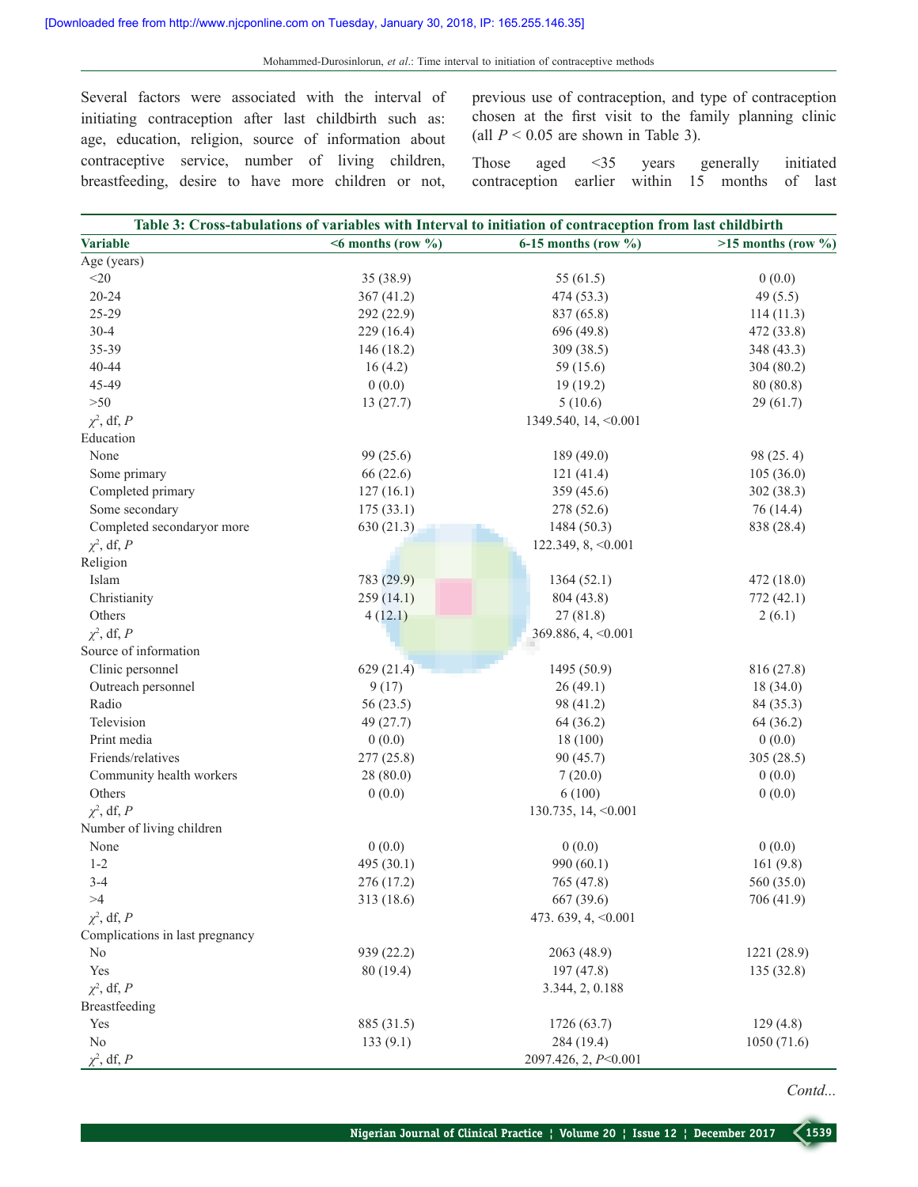Several factors were associated with the interval of initiating contraception after last childbirth such as: age, education, religion, source of information about contraceptive service, number of living children, breastfeeding, desire to have more children or not, previous use of contraception, and type of contraception chosen at the first visit to the family planning clinic (all $P < 0.05$ are shown in Table 3).

Those aged <35 years generally initiated contraception earlier within 15 months of last

**Table 3: Cross-tabulations of variables with Interval to initiation of contraception from last childbirth**

| Variable | <6 months (row %) | 6-15 months (row %) | >15 months (row %) |
|---|---|---|---|
| Age (years) | | | |
| <20 | 35 (38.9) | 55 (61.5) | 0 (0.0) |
| 20-24 | 367 (41.2) | 474 (53.3) | 49 (5.5) |
| 25-29 | 292 (22.9) | 837 (65.8) | 114 (11.3) |
| 30-4 | 229 (16.4) | 696 (49.8) | 472 (33.8) |
| 35-39 | 146 (18.2) | 309 (38.5) | 348 (43.3) |
| 40-44 | 16 (4.2) | 59 (15.6) | 304 (80.2) |
| 45-49 | 0 (0.0) | 19 (19.2) | 80 (80.8) |
| >50 | 13 (27.7) | 5 (10.6) | 29 (61.7) |
| $\chi^2$, df, $P$ | | 1349.540, 14, <0.001 | |
| Education | | | |
| None | 99 (25.6) | 189 (49.0) | 98 (25. 4) |
| Some primary | 66 (22.6) | 121 (41.4) | 105 (36.0) |
| Completed primary | 127 (16.1) | 359 (45.6) | 302 (38.3) |
| Some secondary | 175 (33.1) | 278 (52.6) | 76 (14.4) |
| Completed secondaryor more | 630 (21.3) | 1484 (50.3) | 838 (28.4) |
| $\chi^2$, df, $P$ | | 122.349, 8, <0.001 | |
| Religion | | | |
| Islam | 783 (29.9) | 1364 (52.1) | 472 (18.0) |
| Christianity | 259 (14.1) | 804 (43.8) | 772 (42.1) |
| Others | 4 (12.1) | 27 (81.8) | 2 (6.1) |
| $\chi^2$, df, $P$ | | 369.886, 4, <0.001 | |
| Source of information | | | |
| Clinic personnel | 629 (21.4) | 1495 (50.9) | 816 (27.8) |
| Outreach personnel | 9 (17) | 26 (49.1) | 18 (34.0) |
| Radio | 56 (23.5) | 98 (41.2) | 84 (35.3) |
| Television | 49 (27.7) | 64 (36.2) | 64 (36.2) |
| Print media | 0 (0.0) | 18 (100) | 0 (0.0) |
| Friends/relatives | 277 (25.8) | 90 (45.7) | 305 (28.5) |
| Community health workers | 28 (80.0) | 7 (20.0) | 0 (0.0) |
| Others | 0 (0.0) | 6 (100) | 0 (0.0) |
| $\chi^2$, df, $P$ | | 130.735, 14, <0.001 | |
| Number of living children | | | |
| None | 0 (0.0) | 0 (0.0) | 0 (0.0) |
| 1-2 | 495 (30.1) | 990 (60.1) | 161 (9.8) |
| 3-4 | 276 (17.2) | 765 (47.8) | 560 (35.0) |
| >4 | 313 (18.6) | 667 (39.6) | 706 (41.9) |
| $\chi^2$, df, $P$ | | 473. 639, 4, <0.001 | |
| Complications in last pregnancy | | | |
| No | 939 (22.2) | 2063 (48.9) | 1221 (28.9) |
| Yes | 80 (19.4) | 197 (47.8) | 135 (32.8) |
| $\chi^2$, df, $P$ | | 3.344, 2, 0.188 | |
| Breastfeeding | | | |
| Yes | 885 (31.5) | 1726 (63.7) | 129 (4.8) |
| No | 133 (9.1) | 284 (19.4) | 1050 (71.6) |
| $\chi^2$, df, $P$ | | 2097.426, 2, $P$<0.001 | |

*Contd...*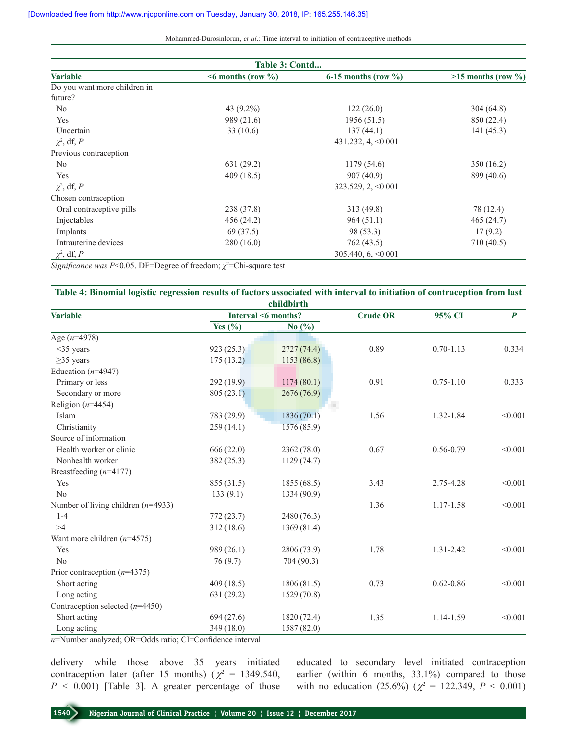**Table 3: Contd...**

| Variable | <6 months (row %) | 6-15 months (row %) | >15 months (row %) |
|---|---|---|---|
| Do you want more children in future? | | | |
| No | 43 (9.2%) | 122 (26.0) | 304 (64.8) |
| Yes | 989 (21.6) | 1956 (51.5) | 850 (22.4) |
| Uncertain | 33 (10.6) | 137 (44.1) | 141 (45.3) |
| $\chi^2$, df, $P$ | | 431.232, 4, <0.001 | |
| Previous contraception | | | |
| No | 631 (29.2) | 1179 (54.6) | 350 (16.2) |
| Yes | 409 (18.5) | 907 (40.9) | 899 (40.6) |
| $\chi^2$, df, $P$ | | 323.529, 2, <0.001 | |
| Chosen contraception | | | |
| Oral contraceptive pills | 238 (37.8) | 313 (49.8) | 78 (12.4) |
| Injectables | 456 (24.2) | 964 (51.1) | 465 (24.7) |
| Implants | 69 (37.5) | 98 (53.3) | 17 (9.2) |
| Intrauterine devices | 280 (16.0) | 762 (43.5) | 710 (40.5) |
| $\chi^2$, df, $P$ | | 305.440, 6, <0.001 | |

*Significance was* $P$<0.05. DF=Degree of freedom; $\chi^2$=Chi-square test

**Table 4: Binomial logistic regression results of factors associated with interval to initiation of contraception from last childbirth**

| Variable | Interval <6 months? | | Crude OR | 95% CI | $P$ |
|---|---|---|---|---|---|
| | Yes (%) | No (%) | | | |
| Age ($n$=4978) | | | | | |
| <35 years | 923 (25.3) | 2727 (74.4) | 0.89 | 0.70-1.13 | 0.334 |
| ≥35 years | 175 (13.2) | 1153 (86.8) | | | |
| Education ($n$=4947) | | | | | |
| Primary or less | 292 (19.9) | 1174 (80.1) | 0.91 | 0.75-1.10 | 0.333 |
| Secondary or more | 805 (23.1) | 2676 (76.9) | | | |
| Religion ($n$=4454) | | | | | |
| Islam | 783 (29.9) | 1836 (70.1) | 1.56 | 1.32-1.84 | <0.001 |
| Christianity | 259 (14.1) | 1576 (85.9) | | | |
| Source of information | | | | | |
| Health worker or clinic | 666 (22.0) | 2362 (78.0) | 0.67 | 0.56-0.79 | <0.001 |
| Nonhealth worker | 382 (25.3) | 1129 (74.7) | | | |
| Breastfeeding ($n$=4177) | | | | | |
| Yes | 855 (31.5) | 1855 (68.5) | 3.43 | 2.75-4.28 | <0.001 |
| No | 133 (9.1) | 1334 (90.9) | | | |
| Number of living children ($n$=4933) | | | 1.36 | 1.17-1.58 | <0.001 |
| 1-4 | 772 (23.7) | 2480 (76.3) | | | |
| >4 | 312 (18.6) | 1369 (81.4) | | | |
| Want more children ($n$=4575) | | | | | |
| Yes | 989 (26.1) | 2806 (73.9) | 1.78 | 1.31-2.42 | <0.001 |
| No | 76 (9.7) | 704 (90.3) | | | |
| Prior contraception ($n$=4375) | | | | | |
| Short acting | 409 (18.5) | 1806 (81.5) | 0.73 | 0.62-0.86 | <0.001 |
| Long acting | 631 (29.2) | 1529 (70.8) | | | |
| Contraception selected ($n$=4450) | | | | | |
| Short acting | 694 (27.6) | 1820 (72.4) | 1.35 | 1.14-1.59 | <0.001 |
| Long acting | 349 (18.0) | 1587 (82.0) | | | |

$n$=Number analyzed; OR=Odds ratio; CI=Confidence interval

delivery while those above 35 years initiated contraception later (after 15 months) ($\chi^2$ = 1349.540, $P$ < 0.001) [Table 3]. A greater percentage of those educated to secondary level initiated contraception earlier (within 6 months, 33.1%) compared to those with no education (25.6%) ($\chi^2$ = 122.349, $P$ < 0.001)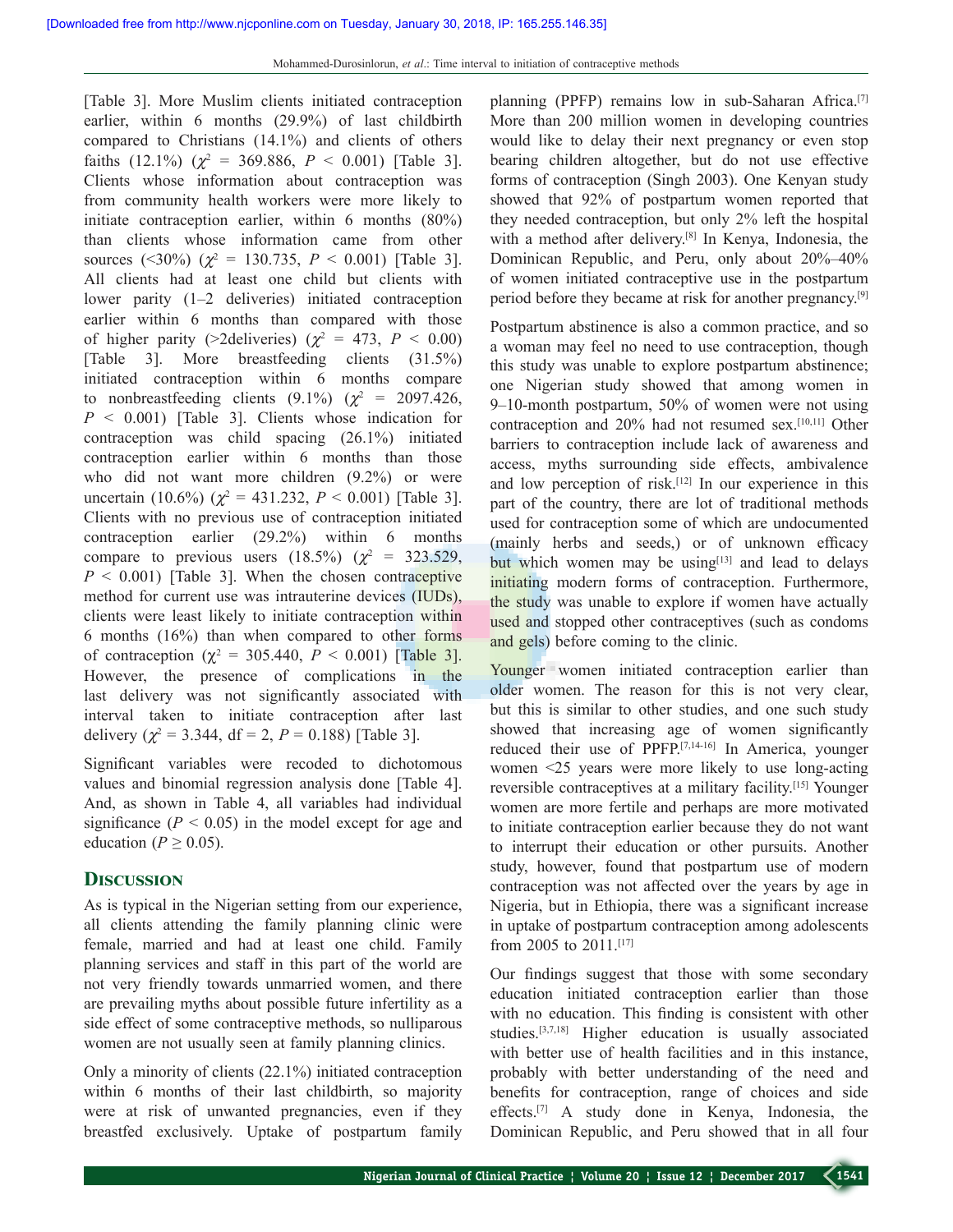[Table 3]. More Muslim clients initiated contraception earlier, within 6 months (29.9%) of last childbirth compared to Christians (14.1%) and clients of others faiths (12.1%) ($\chi^2$ = 369.886, $P$ < 0.001) [Table 3]. Clients whose information about contraception was from community health workers were more likely to initiate contraception earlier, within 6 months (80%) than clients whose information came from other sources (<30%) ($\chi^2$ = 130.735, $P$ < 0.001) [Table 3]. All clients had at least one child but clients with lower parity (1–2 deliveries) initiated contraception earlier within 6 months than compared with those of higher parity (>2deliveries) ($\chi^2$ = 473, $P$ < 0.00) [Table 3]. More breastfeeding clients (31.5%) initiated contraception within 6 months compare to nonbreastfeeding clients (9.1%) ($\chi^2$ = 2097.426, $P$ < 0.001) [Table 3]. Clients whose indication for contraception was child spacing (26.1%) initiated contraception earlier within 6 months than those who did not want more children (9.2%) or were uncertain (10.6%) ($\chi^2$ = 431.232, $P$ < 0.001) [Table 3]. Clients with no previous use of contraception initiated contraception earlier (29.2%) within 6 months compare to previous users (18.5%) ($\chi^2$ = 323.529, $P$ < 0.001) [Table 3]. When the chosen contraceptive method for current use was intrauterine devices (IUDs), clients were least likely to initiate contraception within 6 months (16%) than when compared to other forms of contraception ($\chi^2$ = 305.440, $P$ < 0.001) [Table 3]. However, the presence of complications in the last delivery was not significantly associated with interval taken to initiate contraception after last delivery ($\chi^2$ = 3.344, df = 2, $P$ = 0.188) [Table 3].

Significant variables were recoded to dichotomous values and binomial regression analysis done [Table 4]. And, as shown in Table 4, all variables had individual significance ($P$ < 0.05) in the model except for age and education ($P \geq 0.05$).

## Discussion

As is typical in the Nigerian setting from our experience, all clients attending the family planning clinic were female, married and had at least one child. Family planning services and staff in this part of the world are not very friendly towards unmarried women, and there are prevailing myths about possible future infertility as a side effect of some contraceptive methods, so nulliparous women are not usually seen at family planning clinics.

Only a minority of clients (22.1%) initiated contraception within 6 months of their last childbirth, so majority were at risk of unwanted pregnancies, even if they breastfed exclusively. Uptake of postpartum family planning (PPFP) remains low in sub-Saharan Africa.[7] More than 200 million women in developing countries would like to delay their next pregnancy or even stop bearing children altogether, but do not use effective forms of contraception (Singh 2003). One Kenyan study showed that 92% of postpartum women reported that they needed contraception, but only 2% left the hospital with a method after delivery.[8] In Kenya, Indonesia, the Dominican Republic, and Peru, only about 20%–40% of women initiated contraceptive use in the postpartum period before they became at risk for another pregnancy.[9]

Postpartum abstinence is also a common practice, and so a woman may feel no need to use contraception, though this study was unable to explore postpartum abstinence; one Nigerian study showed that among women in 9–10-month postpartum, 50% of women were not using contraception and 20% had not resumed sex.[10,11] Other barriers to contraception include lack of awareness and access, myths surrounding side effects, ambivalence and low perception of risk.[12] In our experience in this part of the country, there are lot of traditional methods used for contraception some of which are undocumented (mainly herbs and seeds,) or of unknown efficacy but which women may be using[13] and lead to delays initiating modern forms of contraception. Furthermore, the study was unable to explore if women have actually used and stopped other contraceptives (such as condoms and gels) before coming to the clinic.

Younger women initiated contraception earlier than older women. The reason for this is not very clear, but this is similar to other studies, and one such study showed that increasing age of women significantly reduced their use of PPFP.[7,14-16] In America, younger women <25 years were more likely to use long-acting reversible contraceptives at a military facility.[15] Younger women are more fertile and perhaps are more motivated to initiate contraception earlier because they do not want to interrupt their education or other pursuits. Another study, however, found that postpartum use of modern contraception was not affected over the years by age in Nigeria, but in Ethiopia, there was a significant increase in uptake of postpartum contraception among adolescents from 2005 to 2011.[17]

Our findings suggest that those with some secondary education initiated contraception earlier than those with no education. This finding is consistent with other studies.[3,7,18] Higher education is usually associated with better use of health facilities and in this instance, probably with better understanding of the need and benefits for contraception, range of choices and side effects.[7] A study done in Kenya, Indonesia, the Dominican Republic, and Peru showed that in all four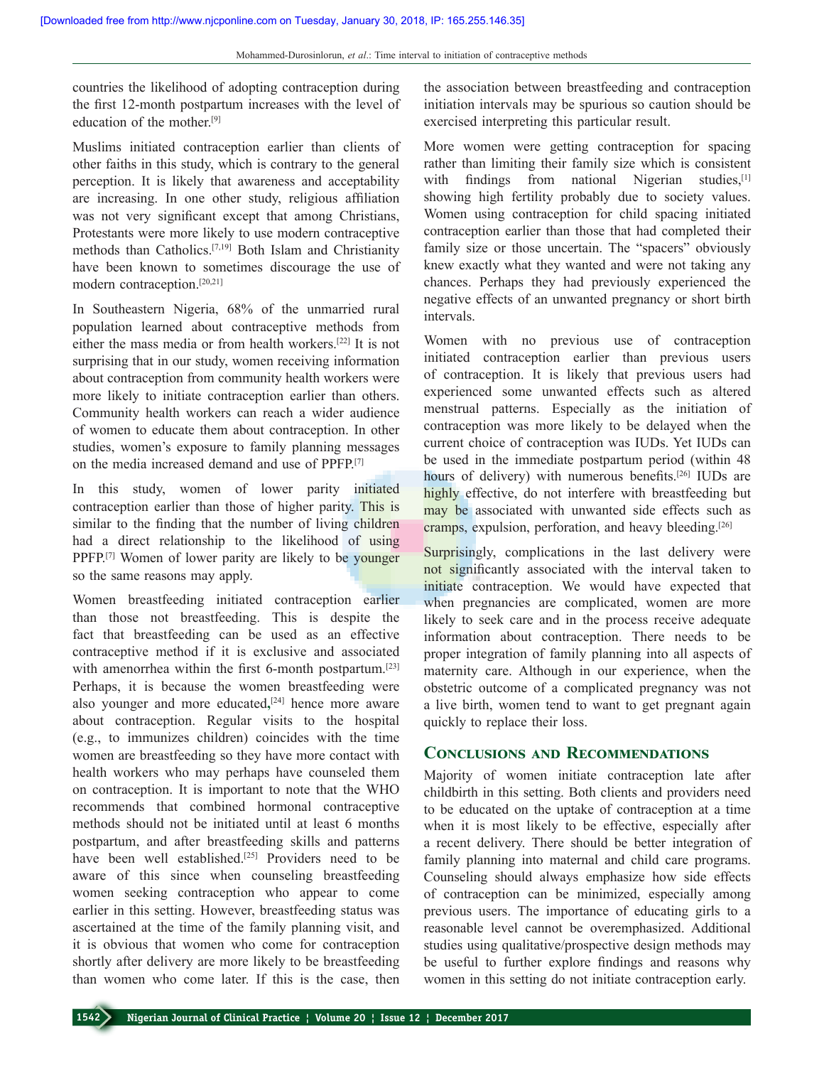countries the likelihood of adopting contraception during the first 12-month postpartum increases with the level of education of the mother.[9]

Muslims initiated contraception earlier than clients of other faiths in this study, which is contrary to the general perception. It is likely that awareness and acceptability are increasing. In one other study, religious affiliation was not very significant except that among Christians, Protestants were more likely to use modern contraceptive methods than Catholics.[7,19] Both Islam and Christianity have been known to sometimes discourage the use of modern contraception.[20,21]

In Southeastern Nigeria, 68% of the unmarried rural population learned about contraceptive methods from either the mass media or from health workers.[22] It is not surprising that in our study, women receiving information about contraception from community health workers were more likely to initiate contraception earlier than others. Community health workers can reach a wider audience of women to educate them about contraception. In other studies, women's exposure to family planning messages on the media increased demand and use of PPFP.[7]

In this study, women of lower parity initiated contraception earlier than those of higher parity. This is similar to the finding that the number of living children had a direct relationship to the likelihood of using PPFP.[7] Women of lower parity are likely to be younger so the same reasons may apply.

Women breastfeeding initiated contraception earlier than those not breastfeeding. This is despite the fact that breastfeeding can be used as an effective contraceptive method if it is exclusive and associated with amenorrhea within the first 6-month postpartum.[23] Perhaps, it is because the women breastfeeding were also younger and more educated,[24] hence more aware about contraception. Regular visits to the hospital (e.g., to immunize children) coincides with the time women are breastfeeding so they have more contact with health workers who may perhaps have counseled them on contraception. It is important to note that the WHO recommends that combined hormonal contraceptive methods should not be initiated until at least 6 months postpartum, and after breastfeeding skills and patterns have been well established.[25] Providers need to be aware of this since when counseling breastfeeding women seeking contraception who appear to come earlier in this setting. However, breastfeeding status was ascertained at the time of the family planning visit, and it is obvious that women who come for contraception shortly after delivery are more likely to be breastfeeding than women who come later. If this is the case, then the association between breastfeeding and contraception initiation intervals may be spurious so caution should be exercised interpreting this particular result.

More women were getting contraception for spacing rather than limiting their family size which is consistent with findings from national Nigerian studies,[1] showing high fertility probably due to society values. Women using contraception for child spacing initiated contraception earlier than those that had completed their family size or those uncertain. The "spacers" obviously knew exactly what they wanted and were not taking any chances. Perhaps they had previously experienced the negative effects of an unwanted pregnancy or short birth intervals.

Women with no previous use of contraception initiated contraception earlier than previous users of contraception. It is likely that previous users had experienced some unwanted effects such as altered menstrual patterns. Especially as the initiation of contraception was more likely to be delayed when the current choice of contraception was IUDs. Yet IUDs can be used in the immediate postpartum period (within 48 hours of delivery) with numerous benefits.[26] IUDs are highly effective, do not interfere with breastfeeding but may be associated with unwanted side effects such as cramps, expulsion, perforation, and heavy bleeding.[26]

Surprisingly, complications in the last delivery were not significantly associated with the interval taken to initiate contraception. We would have expected that when pregnancies are complicated, women are more likely to seek care and in the process receive adequate information about contraception. There needs to be proper integration of family planning into all aspects of maternity care. Although in our experience, when the obstetric outcome of a complicated pregnancy was not a live birth, women tend to want to get pregnant again quickly to replace their loss.

## Conclusions and Recommendations

Majority of women initiate contraception late after childbirth in this setting. Both clients and providers need to be educated on the uptake of contraception at a time when it is most likely to be effective, especially after a recent delivery. There should be better integration of family planning into maternal and child care programs. Counseling should always emphasize how side effects of contraception can be minimized, especially among previous users. The importance of educating girls to a reasonable level cannot be overemphasized. Additional studies using qualitative/prospective design methods may be useful to further explore findings and reasons why women in this setting do not initiate contraception early.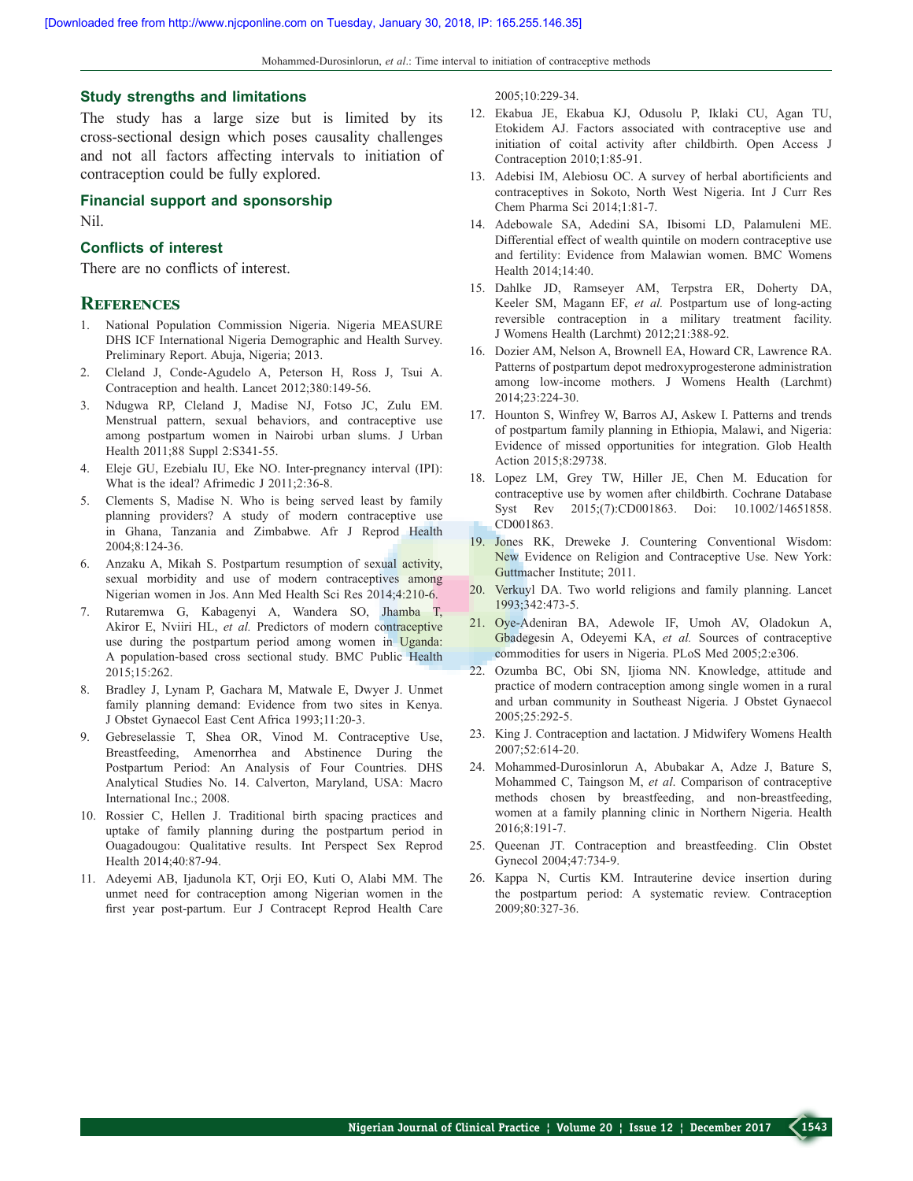### Study strengths and limitations

The study has a large size but is limited by its cross-sectional design which poses causality challenges and not all factors affecting intervals to initiation of contraception could be fully explored.

### Financial support and sponsorship

Nil.

### Conflicts of interest

There are no conflicts of interest.

## References

1. National Population Commission Nigeria. Nigeria MEASURE DHS ICF International Nigeria Demographic and Health Survey. Preliminary Report. Abuja, Nigeria; 2013.
2. Cleland J, Conde-Agudelo A, Peterson H, Ross J, Tsui A. Contraception and health. Lancet 2012;380:149-56.
3. Ndugwa RP, Cleland J, Madise NJ, Fotso JC, Zulu EM. Menstrual pattern, sexual behaviors, and contraceptive use among postpartum women in Nairobi urban slums. J Urban Health 2011;88 Suppl 2:S341-55.
4. Eleje GU, Ezebialu IU, Eke NO. Inter-pregnancy interval (IPI): What is the ideal? Afrimedic J 2011;2:36-8.
5. Clements S, Madise N. Who is being served least by family planning providers? A study of modern contraceptive use in Ghana, Tanzania and Zimbabwe. Afr J Reprod Health 2004;8:124-36.
6. Anzaku A, Mikah S. Postpartum resumption of sexual activity, sexual morbidity and use of modern contraceptives among Nigerian women in Jos. Ann Med Health Sci Res 2014;4:210-6.
7. Rutaremwa G, Kabagenyi A, Wandera SO, Jhamba T, Akiror E, Nviiri HL, *et al.* Predictors of modern contraceptive use during the postpartum period among women in Uganda: A population-based cross sectional study. BMC Public Health 2015;15:262.
8. Bradley J, Lynam P, Gachara M, Matwale E, Dwyer J. Unmet family planning demand: Evidence from two sites in Kenya. J Obstet Gynaecol East Cent Africa 1993;11:20-3.
9. Gebreselassie T, Shea OR, Vinod M. Contraceptive Use, Breastfeeding, Amenorrhea and Abstinence During the Postpartum Period: An Analysis of Four Countries. DHS Analytical Studies No. 14. Calverton, Maryland, USA: Macro International Inc.; 2008.
10. Rossier C, Hellen J. Traditional birth spacing practices and uptake of family planning during the postpartum period in Ouagadougou: Qualitative results. Int Perspect Sex Reprod Health 2014;40:87-94.
11. Adeyemi AB, Ijadunola KT, Orji EO, Kuti O, Alabi MM. The unmet need for contraception among Nigerian women in the first year post-partum. Eur J Contracept Reprod Health Care 2005;10:229-34.
12. Ekabua JE, Ekabua KJ, Odusolu P, Iklaki CU, Agan TU, Etokidem AJ. Factors associated with contraceptive use and initiation of coital activity after childbirth. Open Access J Contraception 2010;1:85-91.
13. Adebisi IM, Alebiosu OC. A survey of herbal abortificients and contraceptives in Sokoto, North West Nigeria. Int J Curr Res Chem Pharma Sci 2014;1:81-7.
14. Adebowale SA, Adedini SA, Ibisomi LD, Palamuleni ME. Differential effect of wealth quintile on modern contraceptive use and fertility: Evidence from Malawian women. BMC Womens Health 2014;14:40.
15. Dahlke JD, Ramseyer AM, Terpstra ER, Doherty DA, Keeler SM, Magann EF, *et al.* Postpartum use of long-acting reversible contraception in a military treatment facility. J Womens Health (Larchmt) 2012;21:388-92.
16. Dozier AM, Nelson A, Brownell EA, Howard CR, Lawrence RA. Patterns of postpartum depot medroxyprogesterone administration among low-income mothers. J Womens Health (Larchmt) 2014;23:224-30.
17. Hounton S, Winfrey W, Barros AJ, Askew I. Patterns and trends of postpartum family planning in Ethiopia, Malawi, and Nigeria: Evidence of missed opportunities for integration. Glob Health Action 2015;8:29738.
18. Lopez LM, Grey TW, Hiller JE, Chen M. Education for contraceptive use by women after childbirth. Cochrane Database Syst Rev 2015;(7):CD001863. Doi: 10.1002/14651858.CD001863.
19. Jones RK, Dreweke J. Countering Conventional Wisdom: New Evidence on Religion and Contraceptive Use. New York: Guttmacher Institute; 2011.
20. Verkuyl DA. Two world religions and family planning. Lancet 1993;342:473-5.
21. Oye-Adeniran BA, Adewole IF, Umoh AV, Oladokun A, Gbadegesin A, Odeyemi KA, *et al.* Sources of contraceptive commodities for users in Nigeria. PLoS Med 2005;2:e306.
22. Ozumba BC, Obi SN, Ijioma NN. Knowledge, attitude and practice of modern contraception among single women in a rural and urban community in Southeast Nigeria. J Obstet Gynaecol 2005;25:292-5.
23. King J. Contraception and lactation. J Midwifery Womens Health 2007;52:614-20.
24. Mohammed-Durosinlorun A, Abubakar A, Adze J, Bature S, Mohammed C, Taingson M, *et al*. Comparison of contraceptive methods chosen by breastfeeding, and non-breastfeeding, women at a family planning clinic in Northern Nigeria. Health 2016;8:191-7.
25. Queenan JT. Contraception and breastfeeding. Clin Obstet Gynecol 2004;47:734-9.
26. Kappa N, Curtis KM. Intrauterine device insertion during the postpartum period: A systematic review. Contraception 2009;80:327-36.